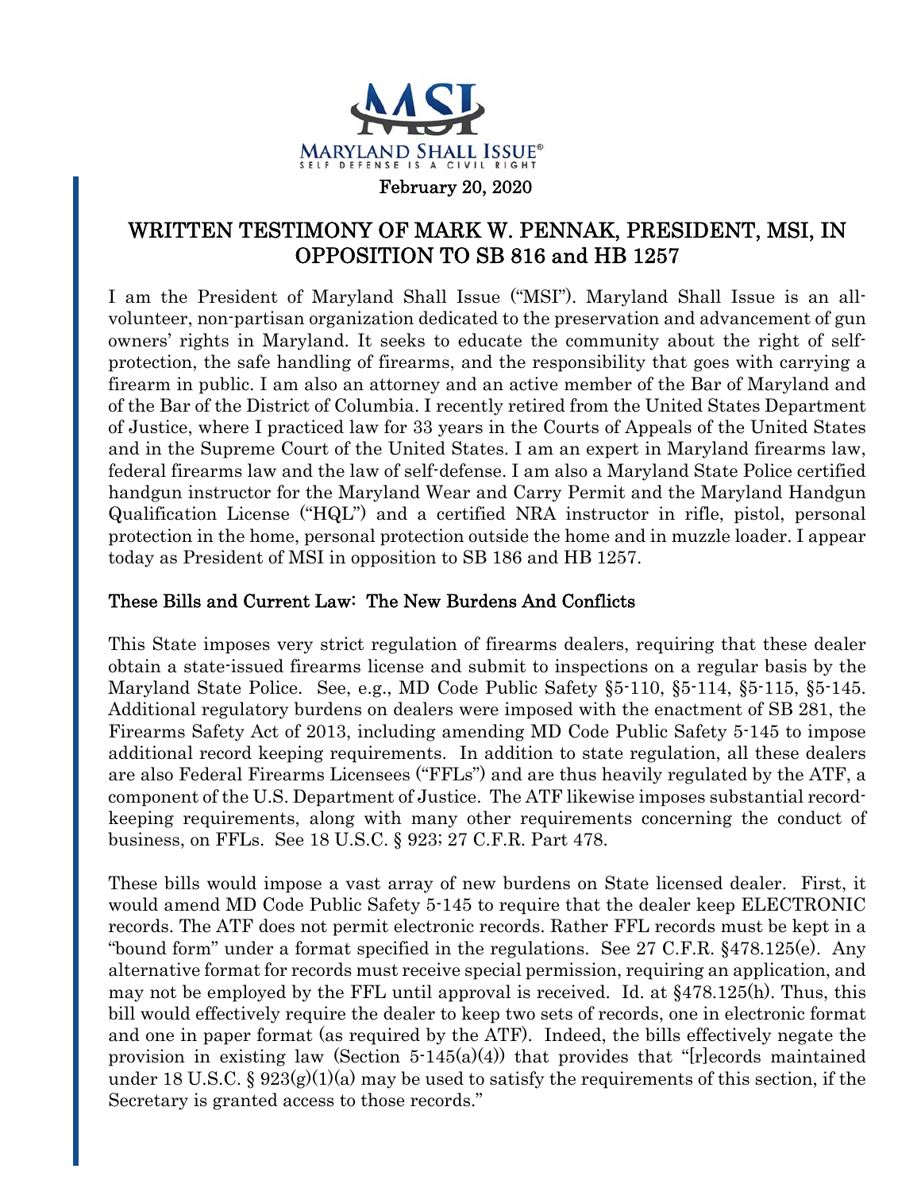MARYLAND SHALL ISSUE®
SELF DEFENSE IS A CIVIL RIGHT

February 20, 2020

# WRITTEN TESTIMONY OF MARK W. PENNAK, PRESIDENT, MSI, IN OPPOSITION TO SB 816 and HB 1257

I am the President of Maryland Shall Issue ("MSI"). Maryland Shall Issue is an all-volunteer, non-partisan organization dedicated to the preservation and advancement of gun owners' rights in Maryland. It seeks to educate the community about the right of self-protection, the safe handling of firearms, and the responsibility that goes with carrying a firearm in public. I am also an attorney and an active member of the Bar of Maryland and of the Bar of the District of Columbia. I recently retired from the United States Department of Justice, where I practiced law for 33 years in the Courts of Appeals of the United States and in the Supreme Court of the United States. I am an expert in Maryland firearms law, federal firearms law and the law of self-defense. I am also a Maryland State Police certified handgun instructor for the Maryland Wear and Carry Permit and the Maryland Handgun Qualification License ("HQL") and a certified NRA instructor in rifle, pistol, personal protection in the home, personal protection outside the home and in muzzle loader. I appear today as President of MSI in opposition to SB 186 and HB 1257.

## These Bills and Current Law: The New Burdens And Conflicts

This State imposes very strict regulation of firearms dealers, requiring that these dealer obtain a state-issued firearms license and submit to inspections on a regular basis by the Maryland State Police. See, e.g., MD Code Public Safety §5-110, §5-114, §5-115, §5-145. Additional regulatory burdens on dealers were imposed with the enactment of SB 281, the Firearms Safety Act of 2013, including amending MD Code Public Safety 5-145 to impose additional record keeping requirements. In addition to state regulation, all these dealers are also Federal Firearms Licensees ("FFLs") and are thus heavily regulated by the ATF, a component of the U.S. Department of Justice. The ATF likewise imposes substantial record-keeping requirements, along with many other requirements concerning the conduct of business, on FFLs. See 18 U.S.C. § 923; 27 C.F.R. Part 478.

These bills would impose a vast array of new burdens on State licensed dealer. First, it would amend MD Code Public Safety 5-145 to require that the dealer keep ELECTRONIC records. The ATF does not permit electronic records. Rather FFL records must be kept in a "bound form" under a format specified in the regulations. See 27 C.F.R. §478.125(e). Any alternative format for records must receive special permission, requiring an application, and may not be employed by the FFL until approval is received. Id. at §478.125(h). Thus, this bill would effectively require the dealer to keep two sets of records, one in electronic format and one in paper format (as required by the ATF). Indeed, the bills effectively negate the provision in existing law (Section 5-145(a)(4)) that provides that "[r]ecords maintained under 18 U.S.C. § 923(g)(1)(a) may be used to satisfy the requirements of this section, if the Secretary is granted access to those records."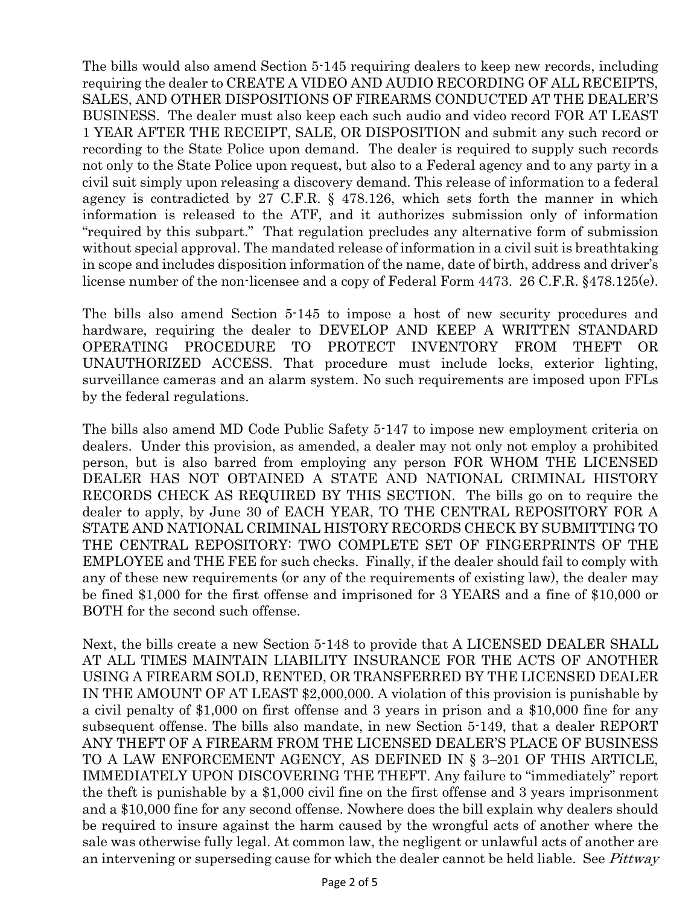The bills would also amend Section 5-145 requiring dealers to keep new records, including requiring the dealer to CREATE A VIDEO AND AUDIO RECORDING OF ALL RECEIPTS, SALES, AND OTHER DISPOSITIONS OF FIREARMS CONDUCTED AT THE DEALER'S BUSINESS. The dealer must also keep each such audio and video record FOR AT LEAST 1 YEAR AFTER THE RECEIPT, SALE, OR DISPOSITION and submit any such record or recording to the State Police upon demand. The dealer is required to supply such records not only to the State Police upon request, but also to a Federal agency and to any party in a civil suit simply upon releasing a discovery demand. This release of information to a federal agency is contradicted by 27 C.F.R. § 478.126, which sets forth the manner in which information is released to the ATF, and it authorizes submission only of information "required by this subpart." That regulation precludes any alternative form of submission without special approval. The mandated release of information in a civil suit is breathtaking in scope and includes disposition information of the name, date of birth, address and driver's license number of the non-licensee and a copy of Federal Form 4473. 26 C.F.R. §478.125(e).

The bills also amend Section 5-145 to impose a host of new security procedures and hardware, requiring the dealer to DEVELOP AND KEEP A WRITTEN STANDARD OPERATING PROCEDURE TO PROTECT INVENTORY FROM THEFT OR UNAUTHORIZED ACCESS. That procedure must include locks, exterior lighting, surveillance cameras and an alarm system. No such requirements are imposed upon FFLs by the federal regulations.

The bills also amend MD Code Public Safety 5-147 to impose new employment criteria on dealers. Under this provision, as amended, a dealer may not only not employ a prohibited person, but is also barred from employing any person FOR WHOM THE LICENSED DEALER HAS NOT OBTAINED A STATE AND NATIONAL CRIMINAL HISTORY RECORDS CHECK AS REQUIRED BY THIS SECTION. The bills go on to require the dealer to apply, by June 30 of EACH YEAR, TO THE CENTRAL REPOSITORY FOR A STATE AND NATIONAL CRIMINAL HISTORY RECORDS CHECK BY SUBMITTING TO THE CENTRAL REPOSITORY: TWO COMPLETE SET OF FINGERPRINTS OF THE EMPLOYEE and THE FEE for such checks. Finally, if the dealer should fail to comply with any of these new requirements (or any of the requirements of existing law), the dealer may be fined $1,000 for the first offense and imprisoned for 3 YEARS and a fine of $10,000 or BOTH for the second such offense.

Next, the bills create a new Section 5-148 to provide that A LICENSED DEALER SHALL AT ALL TIMES MAINTAIN LIABILITY INSURANCE FOR THE ACTS OF ANOTHER USING A FIREARM SOLD, RENTED, OR TRANSFERRED BY THE LICENSED DEALER IN THE AMOUNT OF AT LEAST $2,000,000. A violation of this provision is punishable by a civil penalty of $1,000 on first offense and 3 years in prison and a $10,000 fine for any subsequent offense. The bills also mandate, in new Section 5-149, that a dealer REPORT ANY THEFT OF A FIREARM FROM THE LICENSED DEALER'S PLACE OF BUSINESS TO A LAW ENFORCEMENT AGENCY, AS DEFINED IN § 3–201 OF THIS ARTICLE, IMMEDIATELY UPON DISCOVERING THE THEFT. Any failure to "immediately" report the theft is punishable by a $1,000 civil fine on the first offense and 3 years imprisonment and a $10,000 fine for any second offense. Nowhere does the bill explain why dealers should be required to insure against the harm caused by the wrongful acts of another where the sale was otherwise fully legal. At common law, the negligent or unlawful acts of another are an intervening or superseding cause for which the dealer cannot be held liable. See *Pittway*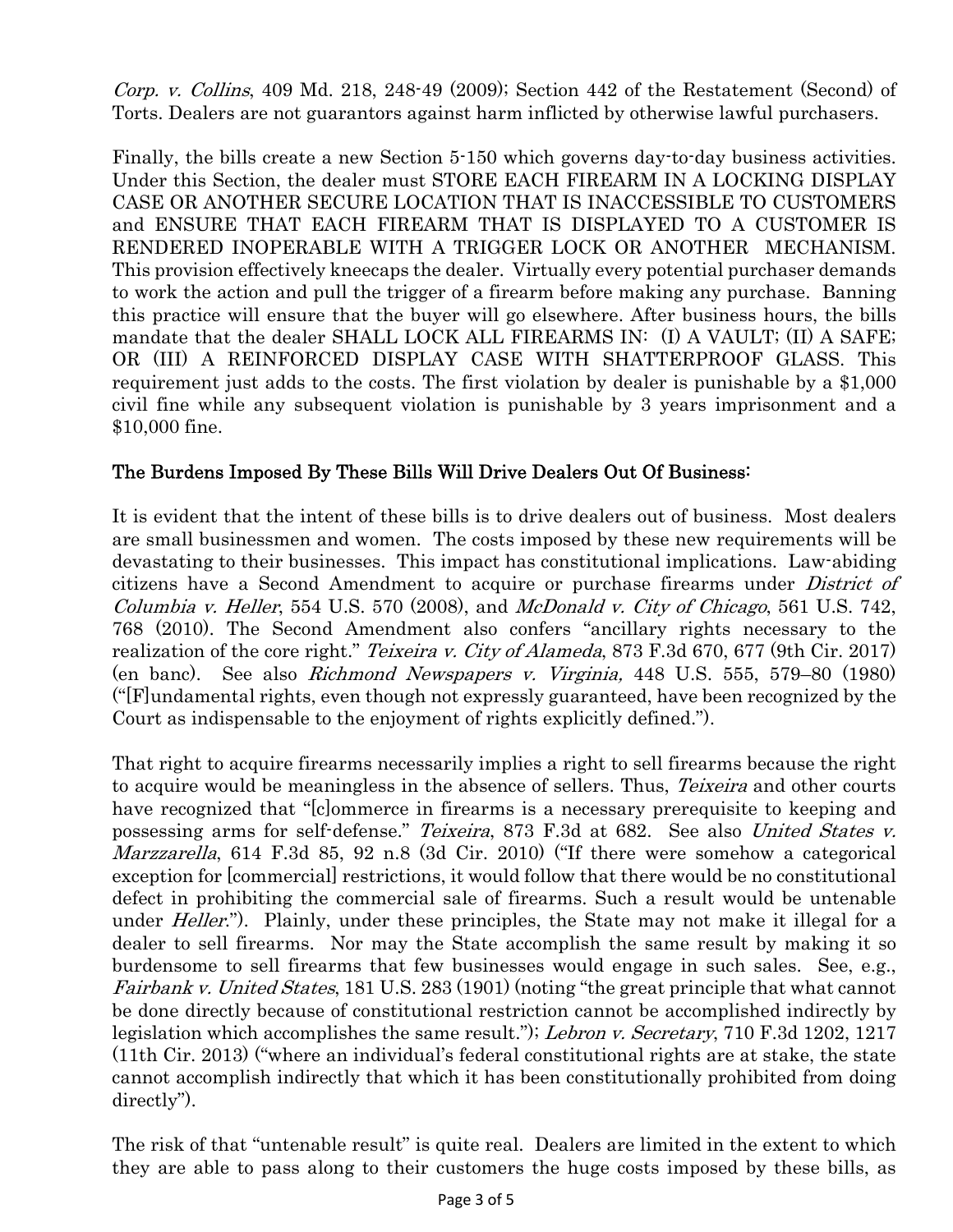*Corp. v. Collins*, 409 Md. 218, 248-49 (2009); Section 442 of the Restatement (Second) of Torts. Dealers are not guarantors against harm inflicted by otherwise lawful purchasers.

Finally, the bills create a new Section 5-150 which governs day-to-day business activities. Under this Section, the dealer must STORE EACH FIREARM IN A LOCKING DISPLAY CASE OR ANOTHER SECURE LOCATION THAT IS INACCESSIBLE TO CUSTOMERS and ENSURE THAT EACH FIREARM THAT IS DISPLAYED TO A CUSTOMER IS RENDERED INOPERABLE WITH A TRIGGER LOCK OR ANOTHER MECHANISM. This provision effectively kneecaps the dealer. Virtually every potential purchaser demands to work the action and pull the trigger of a firearm before making any purchase. Banning this practice will ensure that the buyer will go elsewhere. After business hours, the bills mandate that the dealer SHALL LOCK ALL FIREARMS IN: (I) A VAULT; (II) A SAFE; OR (III) A REINFORCED DISPLAY CASE WITH SHATTERPROOF GLASS. This requirement just adds to the costs. The first violation by dealer is punishable by a $1,000 civil fine while any subsequent violation is punishable by 3 years imprisonment and a $10,000 fine.

## The Burdens Imposed By These Bills Will Drive Dealers Out Of Business:

It is evident that the intent of these bills is to drive dealers out of business. Most dealers are small businessmen and women. The costs imposed by these new requirements will be devastating to their businesses. This impact has constitutional implications. Law-abiding citizens have a Second Amendment to acquire or purchase firearms under *District of Columbia v. Heller*, 554 U.S. 570 (2008), and *McDonald v. City of Chicago*, 561 U.S. 742, 768 (2010). The Second Amendment also confers "ancillary rights necessary to the realization of the core right." *Teixeira v. City of Alameda*, 873 F.3d 670, 677 (9th Cir. 2017) (en banc). See also *Richmond Newspapers v. Virginia,* 448 U.S. 555, 579–80 (1980) ("[F]undamental rights, even though not expressly guaranteed, have been recognized by the Court as indispensable to the enjoyment of rights explicitly defined.").

That right to acquire firearms necessarily implies a right to sell firearms because the right to acquire would be meaningless in the absence of sellers. Thus, *Teixeira* and other courts have recognized that "[c]ommerce in firearms is a necessary prerequisite to keeping and possessing arms for self-defense." *Teixeira*, 873 F.3d at 682. See also *United States v. Marzzarella*, 614 F.3d 85, 92 n.8 (3d Cir. 2010) ("If there were somehow a categorical exception for [commercial] restrictions, it would follow that there would be no constitutional defect in prohibiting the commercial sale of firearms. Such a result would be untenable under *Heller*."). Plainly, under these principles, the State may not make it illegal for a dealer to sell firearms. Nor may the State accomplish the same result by making it so burdensome to sell firearms that few businesses would engage in such sales. See, e.g., *Fairbank v. United States*, 181 U.S. 283 (1901) (noting "the great principle that what cannot be done directly because of constitutional restriction cannot be accomplished indirectly by legislation which accomplishes the same result."); *Lebron v. Secretary*, 710 F.3d 1202, 1217 (11th Cir. 2013) ("where an individual's federal constitutional rights are at stake, the state cannot accomplish indirectly that which it has been constitutionally prohibited from doing directly").

The risk of that "untenable result" is quite real. Dealers are limited in the extent to which they are able to pass along to their customers the huge costs imposed by these bills, as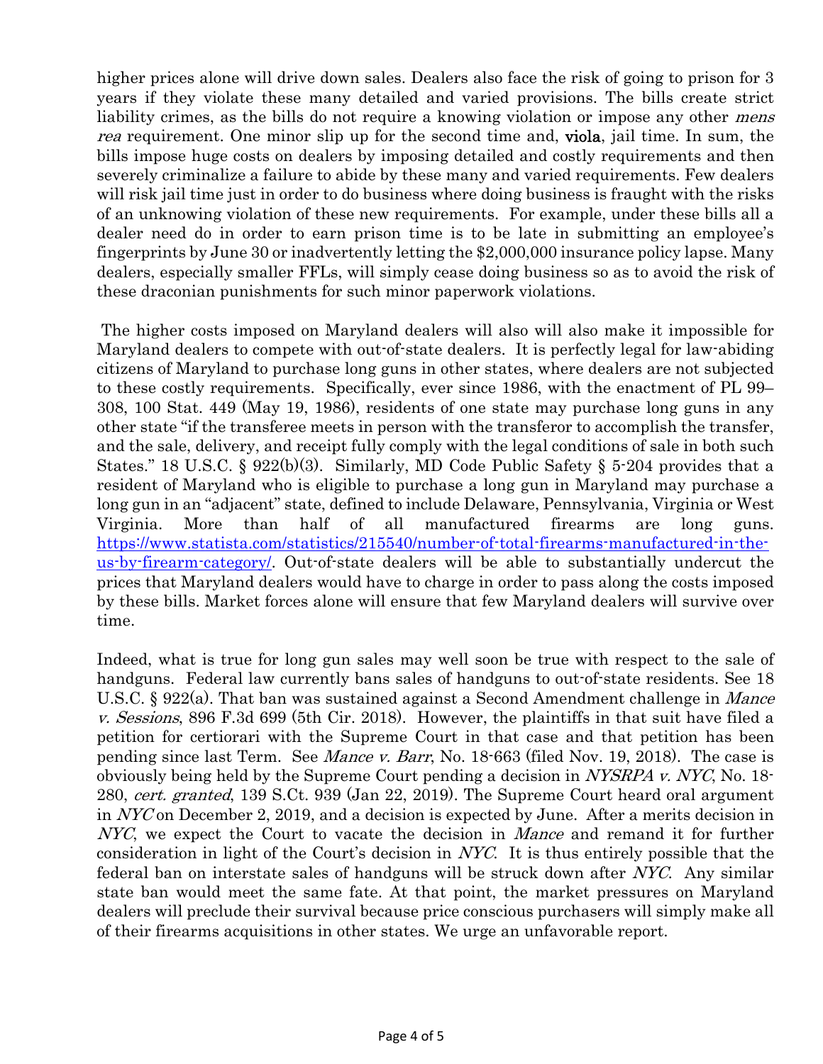higher prices alone will drive down sales. Dealers also face the risk of going to prison for 3 years if they violate these many detailed and varied provisions. The bills create strict liability crimes, as the bills do not require a knowing violation or impose any other *mens rea* requirement. One minor slip up for the second time and, **viola**, jail time. In sum, the bills impose huge costs on dealers by imposing detailed and costly requirements and then severely criminalize a failure to abide by these many and varied requirements. Few dealers will risk jail time just in order to do business where doing business is fraught with the risks of an unknowing violation of these new requirements. For example, under these bills all a dealer need do in order to earn prison time is to be late in submitting an employee's fingerprints by June 30 or inadvertently letting the $2,000,000 insurance policy lapse. Many dealers, especially smaller FFLs, will simply cease doing business so as to avoid the risk of these draconian punishments for such minor paperwork violations.

The higher costs imposed on Maryland dealers will also will also make it impossible for Maryland dealers to compete with out-of-state dealers. It is perfectly legal for law-abiding citizens of Maryland to purchase long guns in other states, where dealers are not subjected to these costly requirements. Specifically, ever since 1986, with the enactment of PL 99–308, 100 Stat. 449 (May 19, 1986), residents of one state may purchase long guns in any other state "if the transferee meets in person with the transferor to accomplish the transfer, and the sale, delivery, and receipt fully comply with the legal conditions of sale in both such States." 18 U.S.C. § 922(b)(3). Similarly, MD Code Public Safety § 5-204 provides that a resident of Maryland who is eligible to purchase a long gun in Maryland may purchase a long gun in an "adjacent" state, defined to include Delaware, Pennsylvania, Virginia or West Virginia. More than half of all manufactured firearms are long guns. [https://www.statista.com/statistics/215540/number-of-total-firearms-manufactured-in-the-us-by-firearm-category/](https://www.statista.com/statistics/215540/number-of-total-firearms-manufactured-in-the-us-by-firearm-category/). Out-of-state dealers will be able to substantially undercut the prices that Maryland dealers would have to charge in order to pass along the costs imposed by these bills. Market forces alone will ensure that few Maryland dealers will survive over time.

Indeed, what is true for long gun sales may well soon be true with respect to the sale of handguns. Federal law currently bans sales of handguns to out-of-state residents. See 18 U.S.C. § 922(a). That ban was sustained against a Second Amendment challenge in *Mance v. Sessions*, 896 F.3d 699 (5th Cir. 2018). However, the plaintiffs in that suit have filed a petition for certiorari with the Supreme Court in that case and that petition has been pending since last Term. See *Mance v. Barr*, No. 18-663 (filed Nov. 19, 2018). The case is obviously being held by the Supreme Court pending a decision in *NYSRPA v. NYC*, No. 18-280, *cert. granted*, 139 S.Ct. 939 (Jan 22, 2019). The Supreme Court heard oral argument in *NYC* on December 2, 2019, and a decision is expected by June. After a merits decision in *NYC*, we expect the Court to vacate the decision in *Mance* and remand it for further consideration in light of the Court's decision in *NYC*. It is thus entirely possible that the federal ban on interstate sales of handguns will be struck down after *NYC*. Any similar state ban would meet the same fate. At that point, the market pressures on Maryland dealers will preclude their survival because price conscious purchasers will simply make all of their firearms acquisitions in other states. We urge an unfavorable report.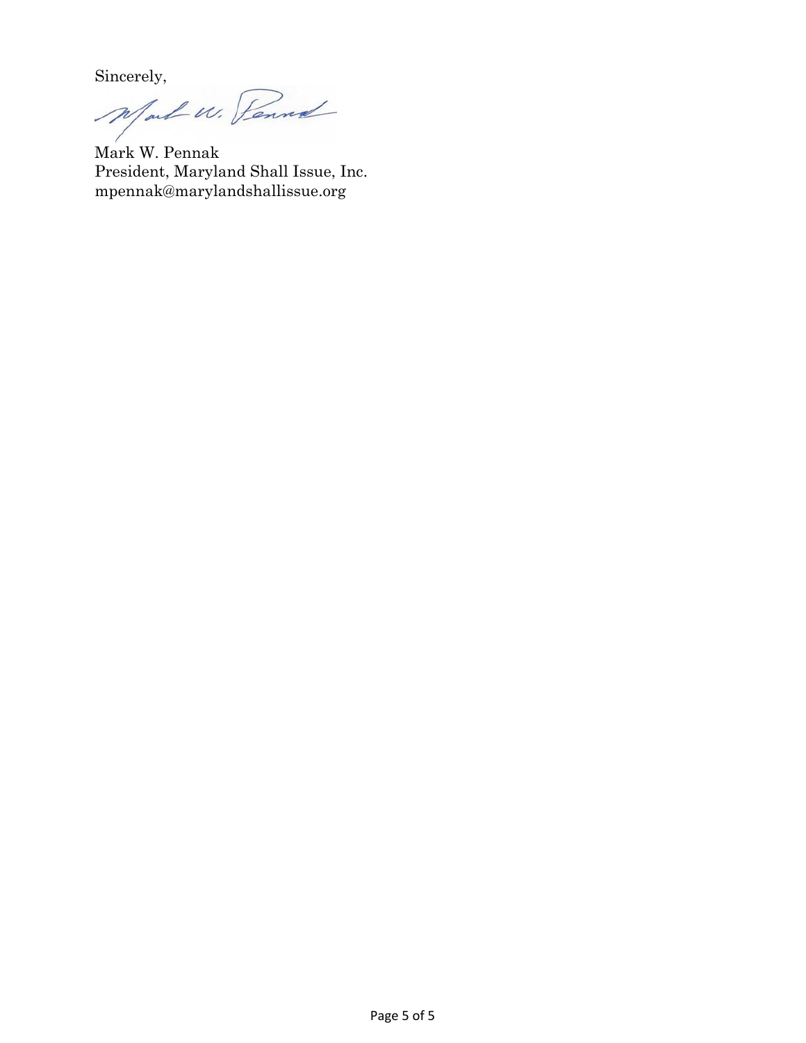Sincerely,

Mark W. Pennak
President, Maryland Shall Issue, Inc.
mpennak@marylandshallissue.org